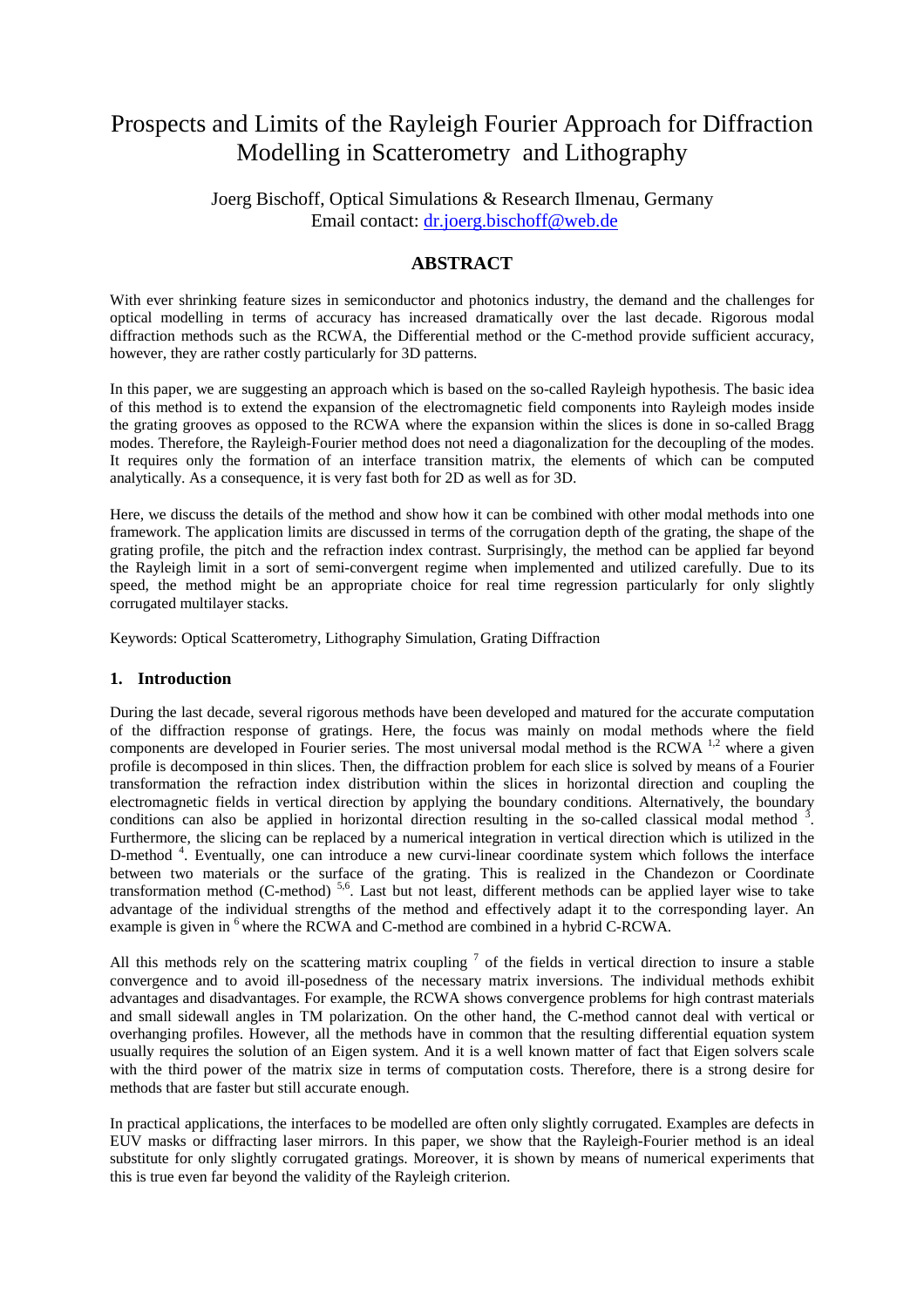# Prospects and Limits of the Rayleigh Fourier Approach for Diffraction Modelling in Scatterometry and Lithography

Joerg Bischoff, Optical Simulations & Research Ilmenau, Germany
Email contact: dr.joerg.bischoff@web.de

## ABSTRACT

With ever shrinking feature sizes in semiconductor and photonics industry, the demand and the challenges for optical modelling in terms of accuracy has increased dramatically over the last decade. Rigorous modal diffraction methods such as the RCWA, the Differential method or the C-method provide sufficient accuracy, however, they are rather costly particularly for 3D patterns.

In this paper, we are suggesting an approach which is based on the so-called Rayleigh hypothesis. The basic idea of this method is to extend the expansion of the electromagnetic field components into Rayleigh modes inside the grating grooves as opposed to the RCWA where the expansion within the slices is done in so-called Bragg modes. Therefore, the Rayleigh-Fourier method does not need a diagonalization for the decoupling of the modes. It requires only the formation of an interface transition matrix, the elements of which can be computed analytically. As a consequence, it is very fast both for 2D as well as for 3D.

Here, we discuss the details of the method and show how it can be combined with other modal methods into one framework. The application limits are discussed in terms of the corrugation depth of the grating, the shape of the grating profile, the pitch and the refraction index contrast. Surprisingly, the method can be applied far beyond the Rayleigh limit in a sort of semi-convergent regime when implemented and utilized carefully. Due to its speed, the method might be an appropriate choice for real time regression particularly for only slightly corrugated multilayer stacks.

Keywords: Optical Scatterometry, Lithography Simulation, Grating Diffraction

## 1. Introduction

During the last decade, several rigorous methods have been developed and matured for the accurate computation of the diffraction response of gratings. Here, the focus was mainly on modal methods where the field components are developed in Fourier series. The most universal modal method is the RCWA [1,2] where a given profile is decomposed in thin slices. Then, the diffraction problem for each slice is solved by means of a Fourier transformation the refraction index distribution within the slices in horizontal direction and coupling the electromagnetic fields in vertical direction by applying the boundary conditions. Alternatively, the boundary conditions can also be applied in horizontal direction resulting in the so-called classical modal method [3]. Furthermore, the slicing can be replaced by a numerical integration in vertical direction which is utilized in the D-method [4]. Eventually, one can introduce a new curvi-linear coordinate system which follows the interface between two materials or the surface of the grating. This is realized in the Chandezon or Coordinate transformation method (C-method) [5,6]. Last but not least, different methods can be applied layer wise to take advantage of the individual strengths of the method and effectively adapt it to the corresponding layer. An example is given in [6] where the RCWA and C-method are combined in a hybrid C-RCWA.

All this methods rely on the scattering matrix coupling [7] of the fields in vertical direction to insure a stable convergence and to avoid ill-posedness of the necessary matrix inversions. The individual methods exhibit advantages and disadvantages. For example, the RCWA shows convergence problems for high contrast materials and small sidewall angles in TM polarization. On the other hand, the C-method cannot deal with vertical or overhanging profiles. However, all the methods have in common that the resulting differential equation system usually requires the solution of an Eigen system. And it is a well known matter of fact that Eigen solvers scale with the third power of the matrix size in terms of computation costs. Therefore, there is a strong desire for methods that are faster but still accurate enough.

In practical applications, the interfaces to be modelled are often only slightly corrugated. Examples are defects in EUV masks or diffracting laser mirrors. In this paper, we show that the Rayleigh-Fourier method is an ideal substitute for only slightly corrugated gratings. Moreover, it is shown by means of numerical experiments that this is true even far beyond the validity of the Rayleigh criterion.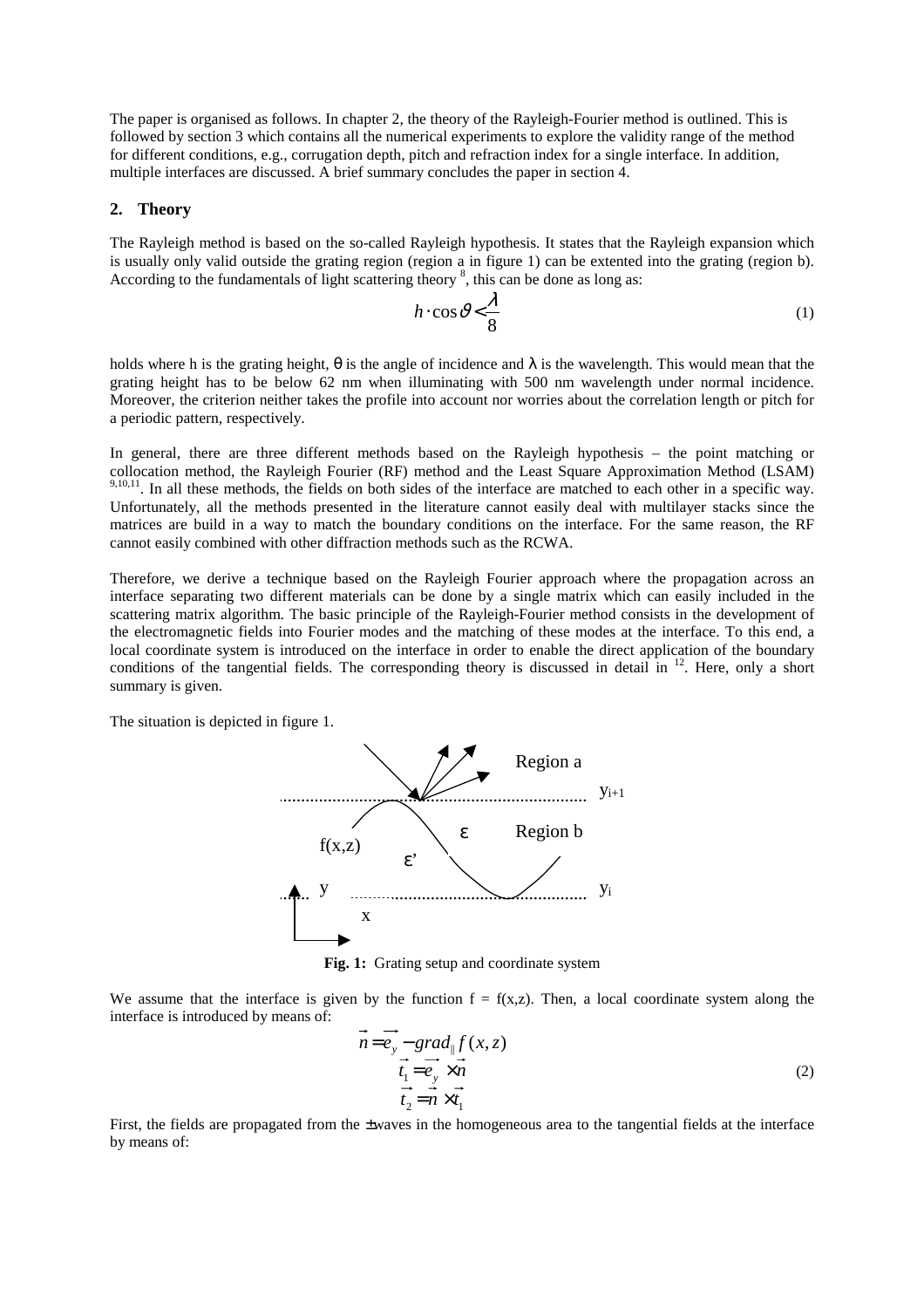The paper is organised as follows. In chapter 2, the theory of the Rayleigh-Fourier method is outlined. This is followed by section 3 which contains all the numerical experiments to explore the validity range of the method for different conditions, e.g., corrugation depth, pitch and refraction index for a single interface. In addition, multiple interfaces are discussed. A brief summary concludes the paper in section 4.

## 2. Theory

The Rayleigh method is based on the so-called Rayleigh hypothesis. It states that the Rayleigh expansion which is usually only valid outside the grating region (region a in figure 1) can be extented into the grating (region b). According to the fundamentals of light scattering theory [8], this can be done as long as:

$$h \cdot \cos\vartheta < \frac{\lambda}{8} \tag{1}$$

holds where h is the grating height, θ is the angle of incidence and λ is the wavelength. This would mean that the grating height has to be below 62 nm when illuminating with 500 nm wavelength under normal incidence. Moreover, the criterion neither takes the profile into account nor worries about the correlation length or pitch for a periodic pattern, respectively.

In general, there are three different methods based on the Rayleigh hypothesis – the point matching or collocation method, the Rayleigh Fourier (RF) method and the Least Square Approximation Method (LSAM) [9,10,11]. In all these methods, the fields on both sides of the interface are matched to each other in a specific way. Unfortunately, all the methods presented in the literature cannot easily deal with multilayer stacks since the matrices are build in a way to match the boundary conditions on the interface. For the same reason, the RF cannot easily combined with other diffraction methods such as the RCWA.

Therefore, we derive a technique based on the Rayleigh Fourier approach where the propagation across an interface separating two different materials can be done by a single matrix which can easily included in the scattering matrix algorithm. The basic principle of the Rayleigh-Fourier method consists in the development of the electromagnetic fields into Fourier modes and the matching of these modes at the interface. To this end, a local coordinate system is introduced on the interface in order to enable the direct application of the boundary conditions of the tangential fields. The corresponding theory is discussed in detail in [12]. Here, only a short summary is given.

The situation is depicted in figure 1.

**Fig. 1:** Grating setup and coordinate system

We assume that the interface is given by the function $f = f(x,z)$. Then, a local coordinate system along the interface is introduced by means of:

$$\begin{aligned} \vec{n} &= \vec{e}_y - grad_{\parallel} f(x,z) \\ \vec{t}_1 &= \vec{e}_y \times \vec{n} \\ \vec{t}_2 &= \vec{n} \times \vec{t}_1 \end{aligned} \tag{2}$$

First, the fields are propagated from the ±waves in the homogeneous area to the tangential fields at the interface by means of: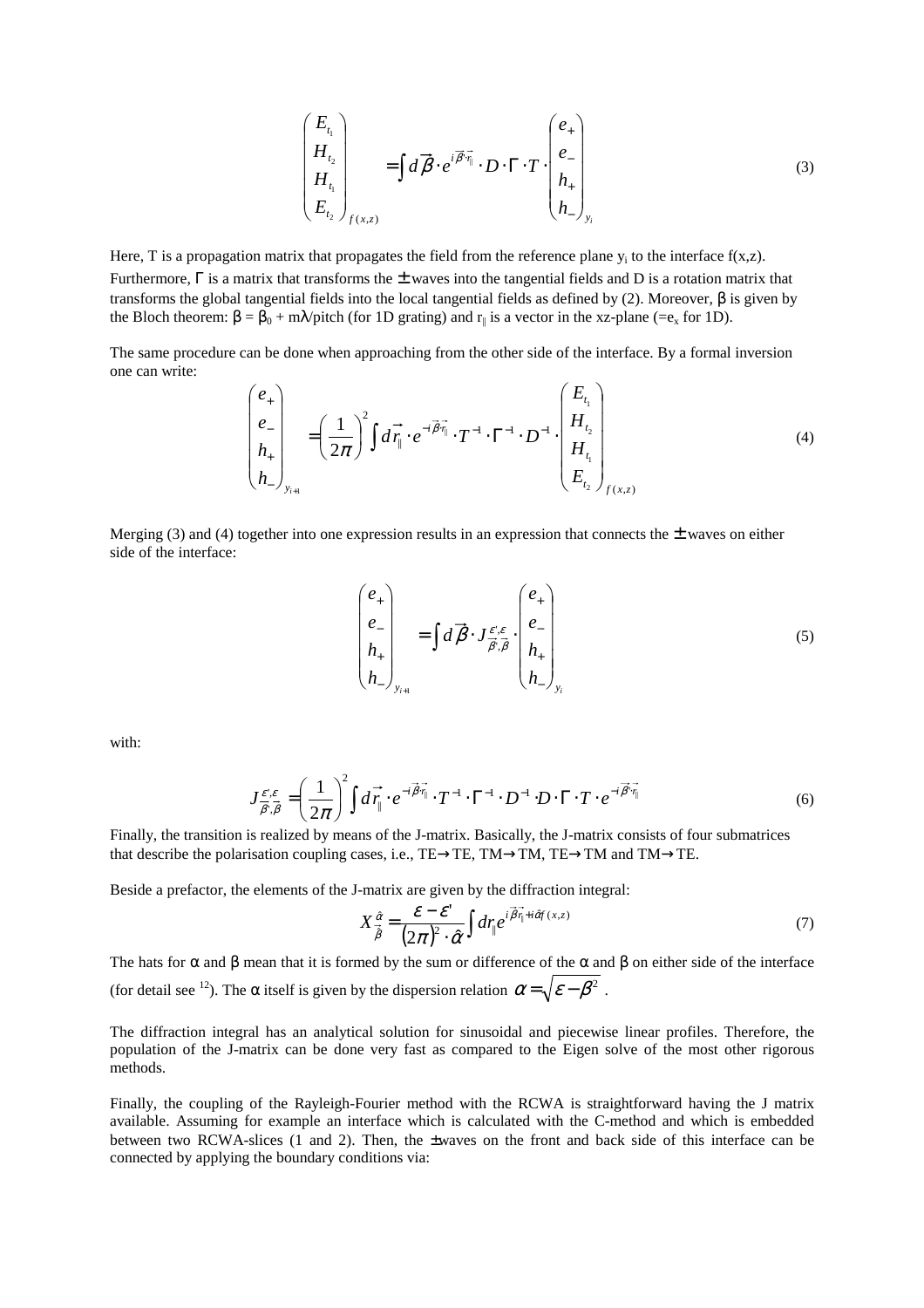$$\begin{pmatrix} E_{t_1} \\ H_{t_2} \\ H_{t_1} \\ E_{t_2} \end{pmatrix}_{f(x,z)} = \int d\vec{\beta} \cdot e^{i\vec{\beta}\cdot\vec{r}_{\|}} \cdot D \cdot \Gamma \cdot T \cdot \begin{pmatrix} e_+ \\ e_- \\ h_+ \\ h_- \end{pmatrix}_{y_i} \tag{3}$$

Here, T is a propagation matrix that propagates the field from the reference plane $y_i$ to the interface f(x,z). Furthermore, $\Gamma$ is a matrix that transforms the $\pm$ waves into the tangential fields and D is a rotation matrix that transforms the global tangential fields into the local tangential fields as defined by (2). Moreover, $\beta$ is given by the Bloch theorem: $\beta = \beta_0 + m\lambda/\text{pitch}$ (for 1D grating) and $r_{\|}$ is a vector in the xz-plane (=$e_x$ for 1D).

The same procedure can be done when approaching from the other side of the interface. By a formal inversion one can write:

$$\begin{pmatrix} e_+ \\ e_- \\ h_+ \\ h_- \end{pmatrix}_{y_{i+1}} = \left(\frac{1}{2\pi}\right)^2 \int d\vec{r}_{\|} \cdot e^{-i\vec{\beta}\cdot\vec{r}_{\|}} \cdot T^{-1} \cdot \Gamma^{-1} \cdot D^{-1} \cdot \begin{pmatrix} E_{t_1} \\ H_{t_2} \\ H_{t_1} \\ E_{t_2} \end{pmatrix}_{f(x,z)} \tag{4}$$

Merging (3) and (4) together into one expression results in an expression that connects the $\pm$ waves on either side of the interface:

$$\begin{pmatrix} e_+ \\ e_- \\ h_+ \\ h_- \end{pmatrix}_{y_{i+1}} = \int d\vec{\beta} \cdot J^{\varepsilon',\varepsilon}_{\vec{\beta}',\vec{\beta}} \cdot \begin{pmatrix} e_+ \\ e_- \\ h_+ \\ h_- \end{pmatrix}_{y_i} \tag{5}$$

with:

$$J^{\varepsilon',\varepsilon}_{\vec{\beta}',\vec{\beta}} = \left(\frac{1}{2\pi}\right)^2 \int d\vec{r}_{\|} \cdot e^{-i\vec{\beta}'\vec{r}_{\|}} \cdot T^{-1} \cdot \Gamma^{-1} \cdot D^{-1} \cdot D \cdot \Gamma \cdot T \cdot e^{-i\vec{\beta}\cdot\vec{r}_{\|}} \tag{6}$$

Finally, the transition is realized by means of the J-matrix. Basically, the J-matrix consists of four submatrices that describe the polarisation coupling cases, i.e., TE→TE, TM→TM, TE→TM and TM→TE.

Beside a prefactor, the elements of the J-matrix are given by the diffraction integral:

$$X^{\hat{\alpha}}_{\hat{\vec{\beta}}} = \frac{\varepsilon - \varepsilon'}{(2\pi)^2 \cdot \hat{\alpha}} \int dr_{\|} e^{i\hat{\vec{\beta}}\vec{r}_{\|} + i\hat{\alpha} f(x,z)} \tag{7}$$

The hats for $\alpha$ and $\beta$ mean that it is formed by the sum or difference of the $\alpha$ and $\beta$ on either side of the interface (for detail see [12]). The $\alpha$ itself is given by the dispersion relation $\alpha = \sqrt{\varepsilon - \beta^2}$ .

The diffraction integral has an analytical solution for sinusoidal and piecewise linear profiles. Therefore, the population of the J-matrix can be done very fast as compared to the Eigen solve of the most other rigorous methods.

Finally, the coupling of the Rayleigh-Fourier method with the RCWA is straightforward having the J matrix available. Assuming for example an interface which is calculated with the C-method and which is embedded between two RCWA-slices (1 and 2). Then, the $\pm$waves on the front and back side of this interface can be connected by applying the boundary conditions via: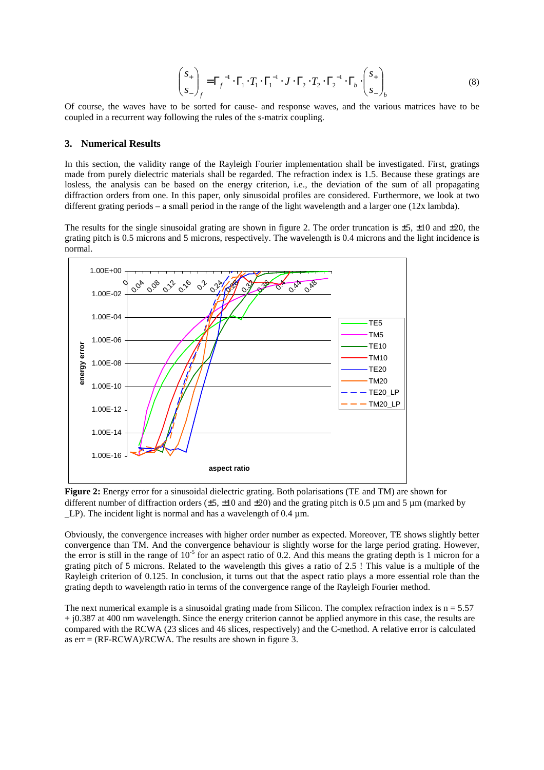$$\begin{pmatrix} s_+ \\ s_- \end{pmatrix}_f = \Gamma_f^{-1} \cdot \Gamma_1 \cdot T_1 \cdot \Gamma_1^{-1} \cdot J \cdot \Gamma_2 \cdot T_2 \cdot \Gamma_2^{-1} \cdot \Gamma_b \cdot \begin{pmatrix} s_+ \\ s_- \end{pmatrix}_b \tag{8}$$

Of course, the waves have to be sorted for cause- and response waves, and the various matrices have to be coupled in a recurrent way following the rules of the s-matrix coupling.

## 3. Numerical Results

In this section, the validity range of the Rayleigh Fourier implementation shall be investigated. First, gratings made from purely dielectric materials shall be regarded. The refraction index is 1.5. Because these gratings are losless, the analysis can be based on the energy criterion, i.e., the deviation of the sum of all propagating diffraction orders from one. In this paper, only sinusoidal profiles are considered. Furthermore, we look at two different grating periods – a small period in the range of the light wavelength and a larger one (12x lambda).

The results for the single sinusoidal grating are shown in figure 2. The order truncation is ±5, ±10 and ±20, the grating pitch is 0.5 microns and 5 microns, respectively. The wavelength is 0.4 microns and the light incidence is normal.

**Figure 2:** Energy error for a sinusoidal dielectric grating. Both polarisations (TE and TM) are shown for different number of diffraction orders (±5, ±10 and ±20) and the grating pitch is 0.5 µm and 5 µm (marked by _LP). The incident light is normal and has a wavelength of 0.4 µm.

Obviously, the convergence increases with higher order number as expected. Moreover, TE shows slightly better convergence than TM. And the convergence behaviour is slightly worse for the large period grating. However, the error is still in the range of $10^{-5}$ for an aspect ratio of 0.2. And this means the grating depth is 1 micron for a grating pitch of 5 microns. Related to the wavelength this gives a ratio of 2.5 ! This value is a multiple of the Rayleigh criterion of 0.125. In conclusion, it turns out that the aspect ratio plays a more essential role than the grating depth to wavelength ratio in terms of the convergence range of the Rayleigh Fourier method.

The next numerical example is a sinusoidal grating made from Silicon. The complex refraction index is n = 5.57 + j0.387 at 400 nm wavelength. Since the energy criterion cannot be applied anymore in this case, the results are compared with the RCWA (23 slices and 46 slices, respectively) and the C-method. A relative error is calculated as err = (RF-RCWA)/RCWA. The results are shown in figure 3.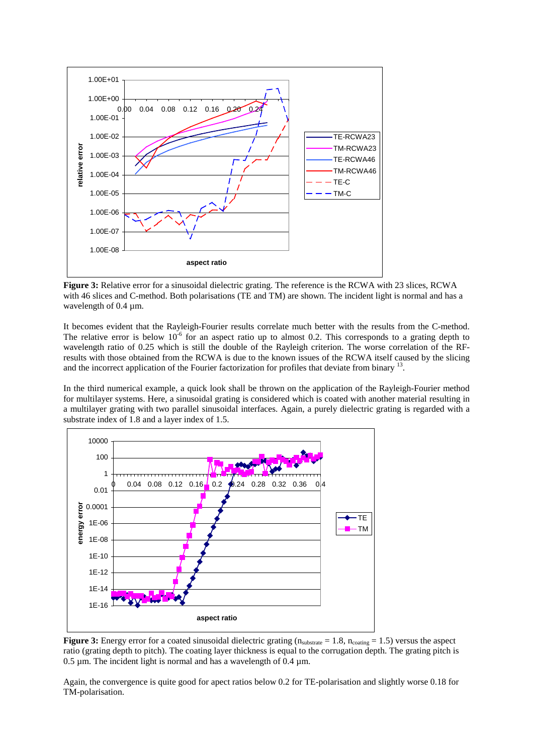**Figure 3:** Relative error for a sinusoidal dielectric grating. The reference is the RCWA with 23 slices, RCWA with 46 slices and C-method. Both polarisations (TE and TM) are shown. The incident light is normal and has a wavelength of 0.4 µm.

It becomes evident that the Rayleigh-Fourier results correlate much better with the results from the C-method. The relative error is below $10^{-6}$ for an aspect ratio up to almost 0.2. This corresponds to a grating depth to wavelength ratio of 0.25 which is still the double of the Rayleigh criterion. The worse correlation of the RF-results with those obtained from the RCWA is due to the known issues of the RCWA itself caused by the slicing and the incorrect application of the Fourier factorization for profiles that deviate from binary [13].

In the third numerical example, a quick look shall be thrown on the application of the Rayleigh-Fourier method for multilayer systems. Here, a sinusoidal grating is considered which is coated with another material resulting in a multilayer grating with two parallel sinusoidal interfaces. Again, a purely dielectric grating is regarded with a substrate index of 1.8 and a layer index of 1.5.

**Figure 3:** Energy error for a coated sinusoidal dielectric grating ($n_{substrate}$ = 1.8, $n_{coating}$ = 1.5) versus the aspect ratio (grating depth to pitch). The coating layer thickness is equal to the corrugation depth. The grating pitch is 0.5 µm. The incident light is normal and has a wavelength of 0.4 µm.

Again, the convergence is quite good for apect ratios below 0.2 for TE-polarisation and slightly worse 0.18 for TM-polarisation.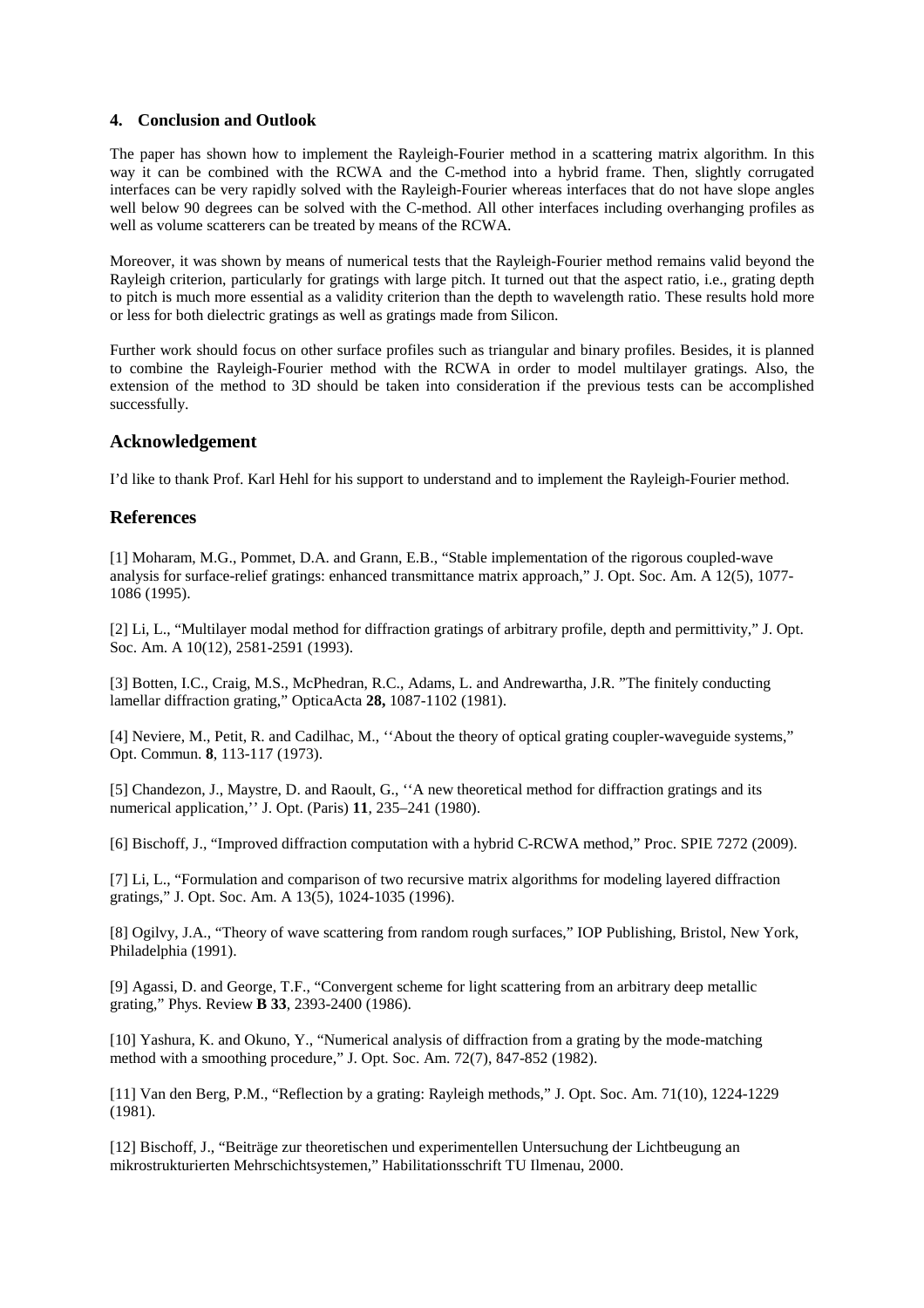## 4. Conclusion and Outlook

The paper has shown how to implement the Rayleigh-Fourier method in a scattering matrix algorithm. In this way it can be combined with the RCWA and the C-method into a hybrid frame. Then, slightly corrugated interfaces can be very rapidly solved with the Rayleigh-Fourier whereas interfaces that do not have slope angles well below 90 degrees can be solved with the C-method. All other interfaces including overhanging profiles as well as volume scatterers can be treated by means of the RCWA.

Moreover, it was shown by means of numerical tests that the Rayleigh-Fourier method remains valid beyond the Rayleigh criterion, particularly for gratings with large pitch. It turned out that the aspect ratio, i.e., grating depth to pitch is much more essential as a validity criterion than the depth to wavelength ratio. These results hold more or less for both dielectric gratings as well as gratings made from Silicon.

Further work should focus on other surface profiles such as triangular and binary profiles. Besides, it is planned to combine the Rayleigh-Fourier method with the RCWA in order to model multilayer gratings. Also, the extension of the method to 3D should be taken into consideration if the previous tests can be accomplished successfully.

## Acknowledgement

I'd like to thank Prof. Karl Hehl for his support to understand and to implement the Rayleigh-Fourier method.

## References

[1] Moharam, M.G., Pommet, D.A. and Grann, E.B., "Stable implementation of the rigorous coupled-wave analysis for surface-relief gratings: enhanced transmittance matrix approach," J. Opt. Soc. Am. A 12(5), 1077-1086 (1995).

[2] Li, L., "Multilayer modal method for diffraction gratings of arbitrary profile, depth and permittivity," J. Opt. Soc. Am. A 10(12), 2581-2591 (1993).

[3] Botten, I.C., Craig, M.S., McPhedran, R.C., Adams, L. and Andrewartha, J.R. "The finitely conducting lamellar diffraction grating," OpticaActa **28,** 1087-1102 (1981).

[4] Neviere, M., Petit, R. and Cadilhac, M., ''About the theory of optical grating coupler-waveguide systems," Opt. Commun. **8**, 113-117 (1973).

[5] Chandezon, J., Maystre, D. and Raoult, G., ''A new theoretical method for diffraction gratings and its numerical application,'' J. Opt. (Paris) **11**, 235–241 (1980).

[6] Bischoff, J., "Improved diffraction computation with a hybrid C-RCWA method," Proc. SPIE 7272 (2009).

[7] Li, L., "Formulation and comparison of two recursive matrix algorithms for modeling layered diffraction gratings," J. Opt. Soc. Am. A 13(5), 1024-1035 (1996).

[8] Ogilvy, J.A., "Theory of wave scattering from random rough surfaces," IOP Publishing, Bristol, New York, Philadelphia (1991).

[9] Agassi, D. and George, T.F., "Convergent scheme for light scattering from an arbitrary deep metallic grating," Phys. Review **B 33**, 2393-2400 (1986).

[10] Yashura, K. and Okuno, Y., "Numerical analysis of diffraction from a grating by the mode-matching method with a smoothing procedure," J. Opt. Soc. Am. 72(7), 847-852 (1982).

[11] Van den Berg, P.M., "Reflection by a grating: Rayleigh methods," J. Opt. Soc. Am. 71(10), 1224-1229 (1981).

[12] Bischoff, J., "Beiträge zur theoretischen und experimentellen Untersuchung der Lichtbeugung an mikrostrukturierten Mehrschichtsystemen," Habilitationsschrift TU Ilmenau, 2000.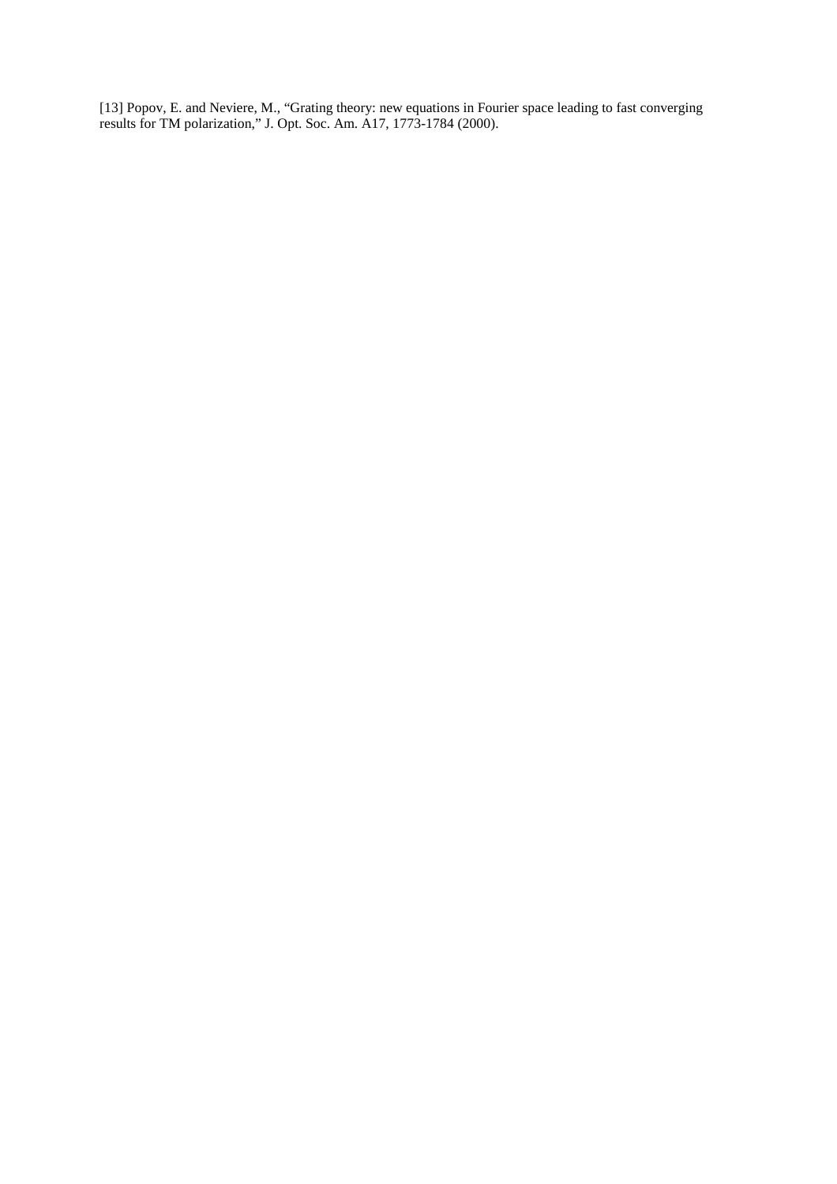[13] Popov, E. and Neviere, M., "Grating theory: new equations in Fourier space leading to fast converging results for TM polarization," J. Opt. Soc. Am. A17, 1773-1784 (2000).